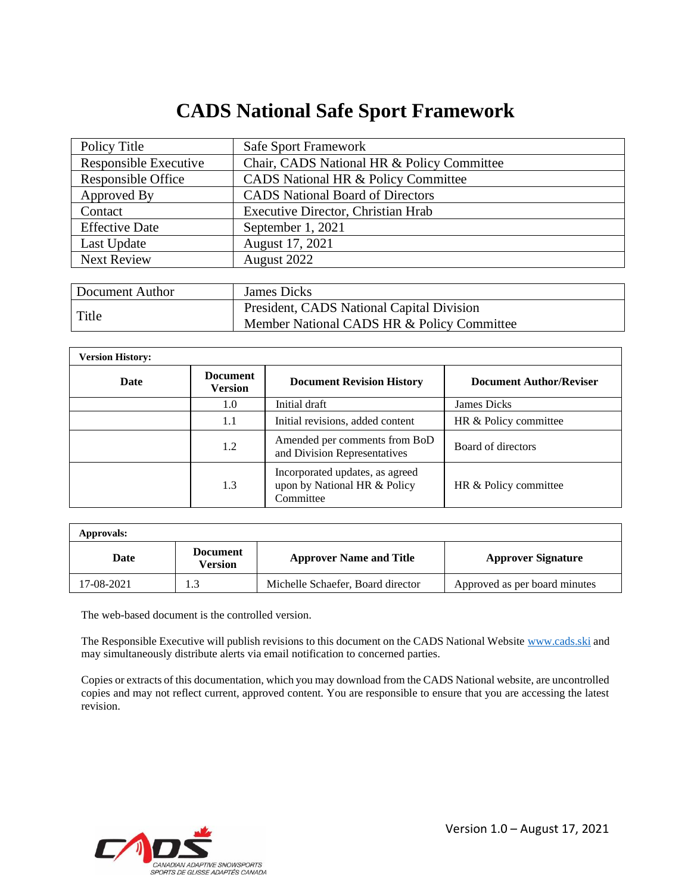# CADS National Safe Sport Framework

| Policy Title | Safe Sport Framework |
|---|---|
| Responsible Executive | Chair, CADS National HR & Policy Committee |
| Responsible Office | CADS National HR & Policy Committee |
| Approved By | CADS National Board of Directors |
| Contact | Executive Director, Christian Hrab |
| Effective Date | September 1, 2021 |
| Last Update | August 17, 2021 |
| Next Review | August 2022 |

| Document Author | James Dicks |
|---|---|
| Title | President, CADS National Capital Division<br>Member National CADS HR & Policy Committee |

**Version History:**

| Date | Document Version | Document Revision History | Document Author/Reviser |
|---|---|---|---|
| | 1.0 | Initial draft | James Dicks |
| | 1.1 | Initial revisions, added content | HR & Policy committee |
| | 1.2 | Amended per comments from BoD and Division Representatives | Board of directors |
| | 1.3 | Incorporated updates, as agreed upon by National HR & Policy Committee | HR & Policy committee |

**Approvals:**

| Date | Document Version | Approver Name and Title | Approver Signature |
|---|---|---|---|
| 17-08-2021 | 1.3 | Michelle Schaefer, Board director | Approved as per board minutes |

The web-based document is the controlled version.

The Responsible Executive will publish revisions to this document on the CADS National Website www.cads.ski and may simultaneously distribute alerts via email notification to concerned parties.

Copies or extracts of this documentation, which you may download from the CADS National website, are uncontrolled copies and may not reflect current, approved content. You are responsible to ensure that you are accessing the latest revision.

Version 1.0 – August 17, 2021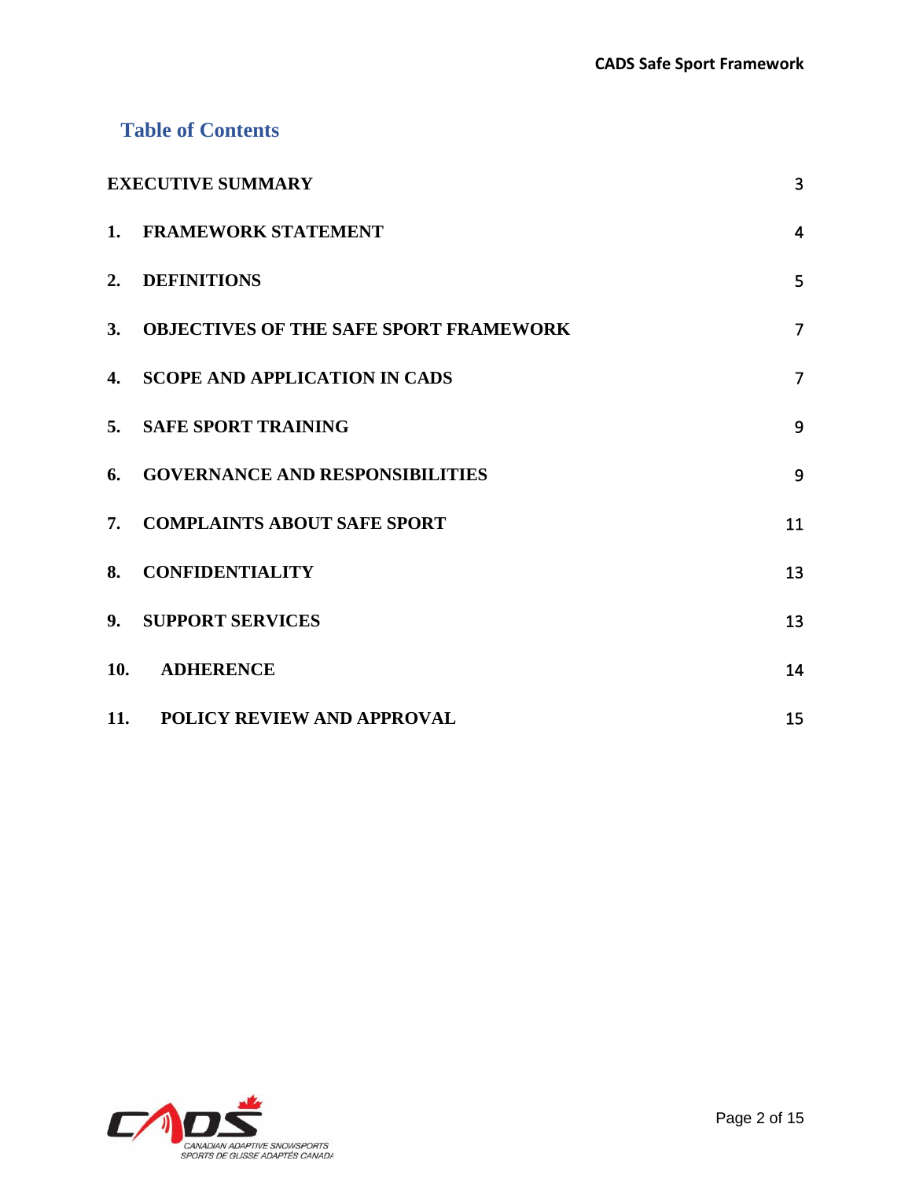## Table of Contents

| | |
|---|---|
| EXECUTIVE SUMMARY | 3 |
| 1. FRAMEWORK STATEMENT | 4 |
| 2. DEFINITIONS | 5 |
| 3. OBJECTIVES OF THE SAFE SPORT FRAMEWORK | 7 |
| 4. SCOPE AND APPLICATION IN CADS | 7 |
| 5. SAFE SPORT TRAINING | 9 |
| 6. GOVERNANCE AND RESPONSIBILITIES | 9 |
| 7. COMPLAINTS ABOUT SAFE SPORT | 11 |
| 8. CONFIDENTIALITY | 13 |
| 9. SUPPORT SERVICES | 13 |
| 10. ADHERENCE | 14 |
| 11. POLICY REVIEW AND APPROVAL | 15 |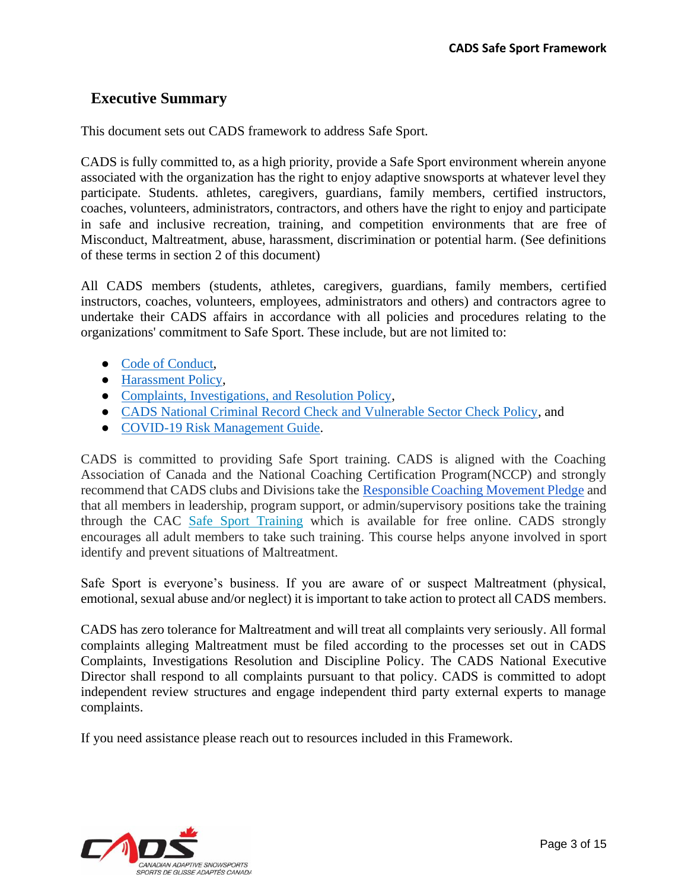## Executive Summary

This document sets out CADS framework to address Safe Sport.

CADS is fully committed to, as a high priority, provide a Safe Sport environment wherein anyone associated with the organization has the right to enjoy adaptive snowsports at whatever level they participate. Students. athletes, caregivers, guardians, family members, certified instructors, coaches, volunteers, administrators, contractors, and others have the right to enjoy and participate in safe and inclusive recreation, training, and competition environments that are free of Misconduct, Maltreatment, abuse, harassment, discrimination or potential harm. (See definitions of these terms in section 2 of this document)

All CADS members (students, athletes, caregivers, guardians, family members, certified instructors, coaches, volunteers, employees, administrators and others) and contractors agree to undertake their CADS affairs in accordance with all policies and procedures relating to the organizations' commitment to Safe Sport. These include, but are not limited to:

- Code of Conduct,
- Harassment Policy,
- Complaints, Investigations, and Resolution Policy,
- CADS National Criminal Record Check and Vulnerable Sector Check Policy, and
- COVID-19 Risk Management Guide.

CADS is committed to providing Safe Sport training. CADS is aligned with the Coaching Association of Canada and the National Coaching Certification Program(NCCP) and strongly recommend that CADS clubs and Divisions take the Responsible Coaching Movement Pledge and that all members in leadership, program support, or admin/supervisory positions take the training through the CAC Safe Sport Training which is available for free online. CADS strongly encourages all adult members to take such training. This course helps anyone involved in sport identify and prevent situations of Maltreatment.

Safe Sport is everyone's business. If you are aware of or suspect Maltreatment (physical, emotional, sexual abuse and/or neglect) it is important to take action to protect all CADS members.

CADS has zero tolerance for Maltreatment and will treat all complaints very seriously. All formal complaints alleging Maltreatment must be filed according to the processes set out in CADS Complaints, Investigations Resolution and Discipline Policy. The CADS National Executive Director shall respond to all complaints pursuant to that policy. CADS is committed to adopt independent review structures and engage independent third party external experts to manage complaints.

If you need assistance please reach out to resources included in this Framework.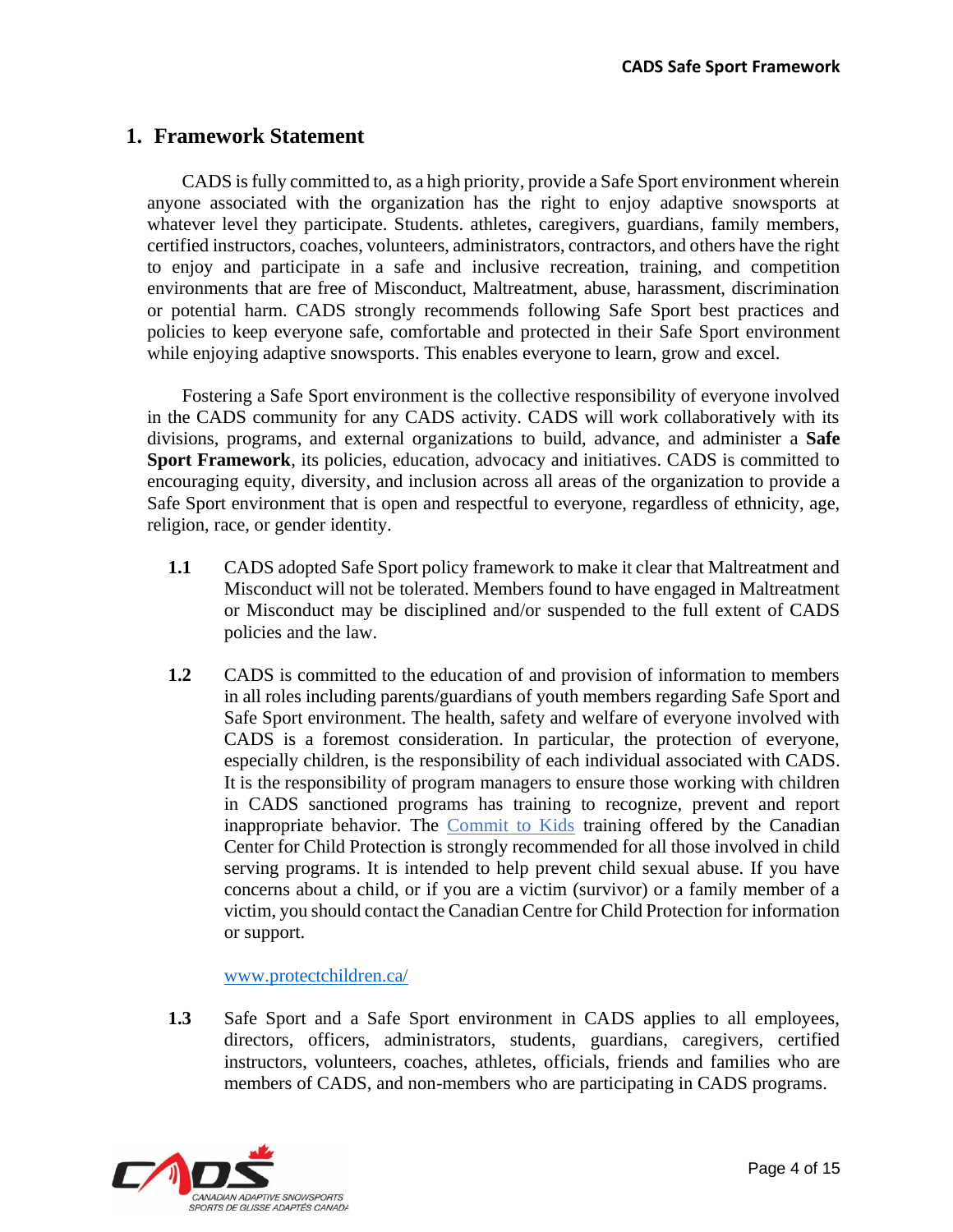## 1. Framework Statement

CADS is fully committed to, as a high priority, provide a Safe Sport environment wherein anyone associated with the organization has the right to enjoy adaptive snowsports at whatever level they participate. Students. athletes, caregivers, guardians, family members, certified instructors, coaches, volunteers, administrators, contractors, and others have the right to enjoy and participate in a safe and inclusive recreation, training, and competition environments that are free of Misconduct, Maltreatment, abuse, harassment, discrimination or potential harm. CADS strongly recommends following Safe Sport best practices and policies to keep everyone safe, comfortable and protected in their Safe Sport environment while enjoying adaptive snowsports. This enables everyone to learn, grow and excel.

Fostering a Safe Sport environment is the collective responsibility of everyone involved in the CADS community for any CADS activity. CADS will work collaboratively with its divisions, programs, and external organizations to build, advance, and administer a **Safe Sport Framework**, its policies, education, advocacy and initiatives. CADS is committed to encouraging equity, diversity, and inclusion across all areas of the organization to provide a Safe Sport environment that is open and respectful to everyone, regardless of ethnicity, age, religion, race, or gender identity.

**1.1** CADS adopted Safe Sport policy framework to make it clear that Maltreatment and Misconduct will not be tolerated. Members found to have engaged in Maltreatment or Misconduct may be disciplined and/or suspended to the full extent of CADS policies and the law.

**1.2** CADS is committed to the education of and provision of information to members in all roles including parents/guardians of youth members regarding Safe Sport and Safe Sport environment. The health, safety and welfare of everyone involved with CADS is a foremost consideration. In particular, the protection of everyone, especially children, is the responsibility of each individual associated with CADS. It is the responsibility of program managers to ensure those working with children in CADS sanctioned programs has training to recognize, prevent and report inappropriate behavior. The Commit to Kids training offered by the Canadian Center for Child Protection is strongly recommended for all those involved in child serving programs. It is intended to help prevent child sexual abuse. If you have concerns about a child, or if you are a victim (survivor) or a family member of a victim, you should contact the Canadian Centre for Child Protection for information or support.

www.protectchildren.ca/

**1.3** Safe Sport and a Safe Sport environment in CADS applies to all employees, directors, officers, administrators, students, guardians, caregivers, certified instructors, volunteers, coaches, athletes, officials, friends and families who are members of CADS, and non-members who are participating in CADS programs.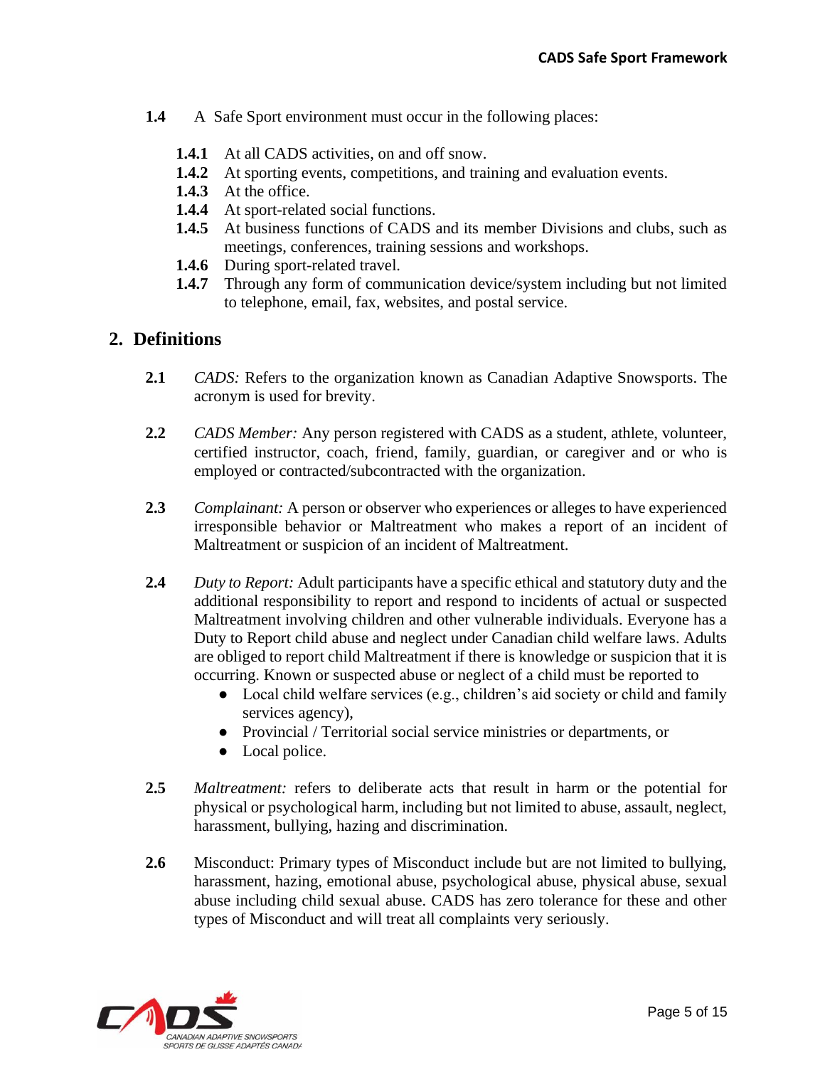**1.4** A Safe Sport environment must occur in the following places:

- **1.4.1** At all CADS activities, on and off snow.
- **1.4.2** At sporting events, competitions, and training and evaluation events.
- **1.4.3** At the office.
- **1.4.4** At sport-related social functions.
- **1.4.5** At business functions of CADS and its member Divisions and clubs, such as meetings, conferences, training sessions and workshops.
- **1.4.6** During sport-related travel.
- **1.4.7** Through any form of communication device/system including but not limited to telephone, email, fax, websites, and postal service.

## 2. Definitions

**2.1** *CADS:* Refers to the organization known as Canadian Adaptive Snowsports. The acronym is used for brevity.

**2.2** *CADS Member:* Any person registered with CADS as a student, athlete, volunteer, certified instructor, coach, friend, family, guardian, or caregiver and or who is employed or contracted/subcontracted with the organization.

**2.3** *Complainant:* A person or observer who experiences or alleges to have experienced irresponsible behavior or Maltreatment who makes a report of an incident of Maltreatment or suspicion of an incident of Maltreatment.

**2.4** *Duty to Report:* Adult participants have a specific ethical and statutory duty and the additional responsibility to report and respond to incidents of actual or suspected Maltreatment involving children and other vulnerable individuals. Everyone has a Duty to Report child abuse and neglect under Canadian child welfare laws. Adults are obliged to report child Maltreatment if there is knowledge or suspicion that it is occurring. Known or suspected abuse or neglect of a child must be reported to

- Local child welfare services (e.g., children's aid society or child and family services agency),
- Provincial / Territorial social service ministries or departments, or
- Local police.

**2.5** *Maltreatment:* refers to deliberate acts that result in harm or the potential for physical or psychological harm, including but not limited to abuse, assault, neglect, harassment, bullying, hazing and discrimination.

**2.6** Misconduct: Primary types of Misconduct include but are not limited to bullying, harassment, hazing, emotional abuse, psychological abuse, physical abuse, sexual abuse including child sexual abuse. CADS has zero tolerance for these and other types of Misconduct and will treat all complaints very seriously.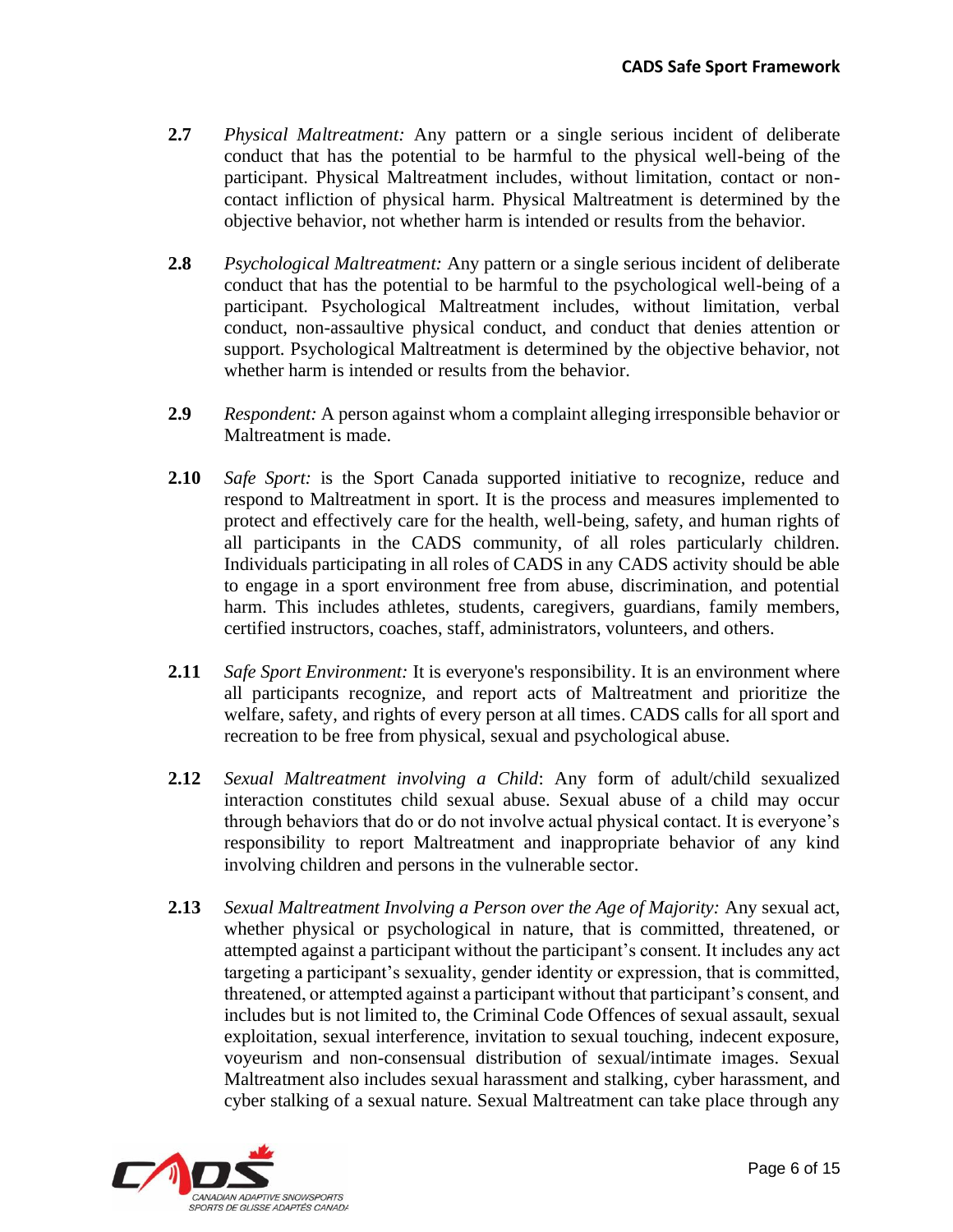**2.7** *Physical Maltreatment:* Any pattern or a single serious incident of deliberate conduct that has the potential to be harmful to the physical well-being of the participant. Physical Maltreatment includes, without limitation, contact or non-contact infliction of physical harm. Physical Maltreatment is determined by the objective behavior, not whether harm is intended or results from the behavior.

**2.8** *Psychological Maltreatment:* Any pattern or a single serious incident of deliberate conduct that has the potential to be harmful to the psychological well-being of a participant. Psychological Maltreatment includes, without limitation, verbal conduct, non-assaultive physical conduct, and conduct that denies attention or support. Psychological Maltreatment is determined by the objective behavior, not whether harm is intended or results from the behavior.

**2.9** *Respondent:* A person against whom a complaint alleging irresponsible behavior or Maltreatment is made.

**2.10** *Safe Sport:* is the Sport Canada supported initiative to recognize, reduce and respond to Maltreatment in sport. It is the process and measures implemented to protect and effectively care for the health, well-being, safety, and human rights of all participants in the CADS community, of all roles particularly children. Individuals participating in all roles of CADS in any CADS activity should be able to engage in a sport environment free from abuse, discrimination, and potential harm. This includes athletes, students, caregivers, guardians, family members, certified instructors, coaches, staff, administrators, volunteers, and others.

**2.11** *Safe Sport Environment:* It is everyone's responsibility. It is an environment where all participants recognize, and report acts of Maltreatment and prioritize the welfare, safety, and rights of every person at all times. CADS calls for all sport and recreation to be free from physical, sexual and psychological abuse.

**2.12** *Sexual Maltreatment involving a Child*: Any form of adult/child sexualized interaction constitutes child sexual abuse. Sexual abuse of a child may occur through behaviors that do or do not involve actual physical contact. It is everyone's responsibility to report Maltreatment and inappropriate behavior of any kind involving children and persons in the vulnerable sector.

**2.13** *Sexual Maltreatment Involving a Person over the Age of Majority:* Any sexual act, whether physical or psychological in nature, that is committed, threatened, or attempted against a participant without the participant's consent. It includes any act targeting a participant's sexuality, gender identity or expression, that is committed, threatened, or attempted against a participant without that participant's consent, and includes but is not limited to, the Criminal Code Offences of sexual assault, sexual exploitation, sexual interference, invitation to sexual touching, indecent exposure, voyeurism and non-consensual distribution of sexual/intimate images. Sexual Maltreatment also includes sexual harassment and stalking, cyber harassment, and cyber stalking of a sexual nature. Sexual Maltreatment can take place through any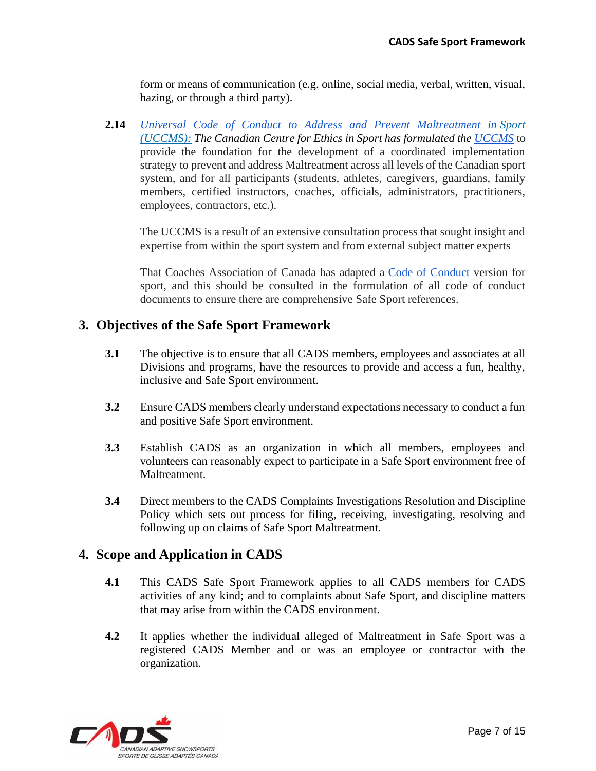form or means of communication (e.g. online, social media, verbal, written, visual, hazing, or through a third party).

**2.14** [*Universal Code of Conduct to Address and Prevent Maltreatment in Sport (UCCMS):*]() *The Canadian Centre for Ethics in Sport has formulated the* [UCCMS]() to provide the foundation for the development of a coordinated implementation strategy to prevent and address Maltreatment across all levels of the Canadian sport system, and for all participants (students, athletes, caregivers, guardians, family members, certified instructors, coaches, officials, administrators, practitioners, employees, contractors, etc.).

The UCCMS is a result of an extensive consultation process that sought insight and expertise from within the sport system and from external subject matter experts

That Coaches Association of Canada has adapted a [Code of Conduct]() version for sport, and this should be consulted in the formulation of all code of conduct documents to ensure there are comprehensive Safe Sport references.

## 3. Objectives of the Safe Sport Framework

**3.1** The objective is to ensure that all CADS members, employees and associates at all Divisions and programs, have the resources to provide and access a fun, healthy, inclusive and Safe Sport environment.

**3.2** Ensure CADS members clearly understand expectations necessary to conduct a fun and positive Safe Sport environment.

**3.3** Establish CADS as an organization in which all members, employees and volunteers can reasonably expect to participate in a Safe Sport environment free of Maltreatment.

**3.4** Direct members to the CADS Complaints Investigations Resolution and Discipline Policy which sets out process for filing, receiving, investigating, resolving and following up on claims of Safe Sport Maltreatment.

## 4. Scope and Application in CADS

**4.1** This CADS Safe Sport Framework applies to all CADS members for CADS activities of any kind; and to complaints about Safe Sport, and discipline matters that may arise from within the CADS environment.

**4.2** It applies whether the individual alleged of Maltreatment in Safe Sport was a registered CADS Member and or was an employee or contractor with the organization.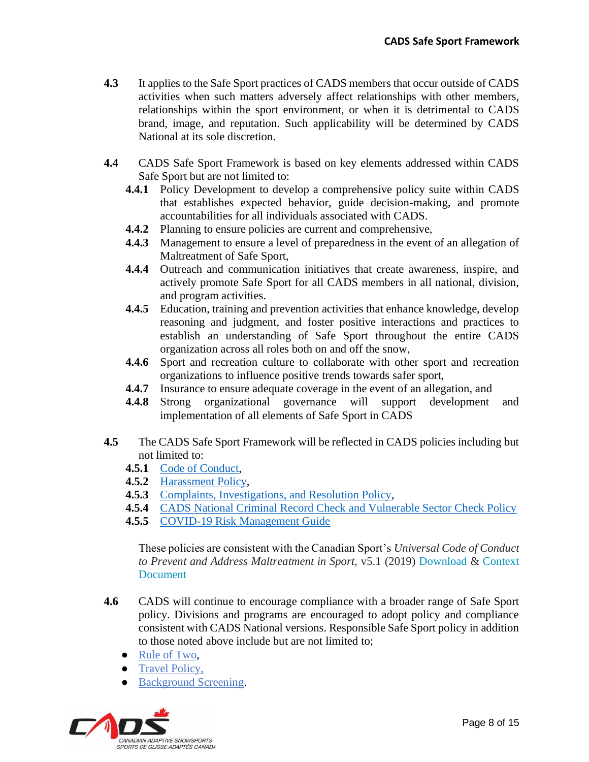**4.3** It applies to the Safe Sport practices of CADS members that occur outside of CADS activities when such matters adversely affect relationships with other members, relationships within the sport environment, or when it is detrimental to CADS brand, image, and reputation. Such applicability will be determined by CADS National at its sole discretion.

**4.4** CADS Safe Sport Framework is based on key elements addressed within CADS Safe Sport but are not limited to:

- **4.4.1** Policy Development to develop a comprehensive policy suite within CADS that establishes expected behavior, guide decision-making, and promote accountabilities for all individuals associated with CADS.
- **4.4.2** Planning to ensure policies are current and comprehensive,
- **4.4.3** Management to ensure a level of preparedness in the event of an allegation of Maltreatment of Safe Sport,
- **4.4.4** Outreach and communication initiatives that create awareness, inspire, and actively promote Safe Sport for all CADS members in all national, division, and program activities.
- **4.4.5** Education, training and prevention activities that enhance knowledge, develop reasoning and judgment, and foster positive interactions and practices to establish an understanding of Safe Sport throughout the entire CADS organization across all roles both on and off the snow,
- **4.4.6** Sport and recreation culture to collaborate with other sport and recreation organizations to influence positive trends towards safer sport,
- **4.4.7** Insurance to ensure adequate coverage in the event of an allegation, and
- **4.4.8** Strong organizational governance will support development and implementation of all elements of Safe Sport in CADS

**4.5** The CADS Safe Sport Framework will be reflected in CADS policies including but not limited to:

- **4.5.1** Code of Conduct,
- **4.5.2** Harassment Policy,
- **4.5.3** Complaints, Investigations, and Resolution Policy,
- **4.5.4** CADS National Criminal Record Check and Vulnerable Sector Check Policy
- **4.5.5** COVID-19 Risk Management Guide

These policies are consistent with the Canadian Sport's *Universal Code of Conduct to Prevent and Address Maltreatment in Sport,* v5.1 (2019) Download & Context Document

**4.6** CADS will continue to encourage compliance with a broader range of Safe Sport policy. Divisions and programs are encouraged to adopt policy and compliance consistent with CADS National versions. Responsible Safe Sport policy in addition to those noted above include but are not limited to;

- Rule of Two,
- Travel Policy,
- Background Screening.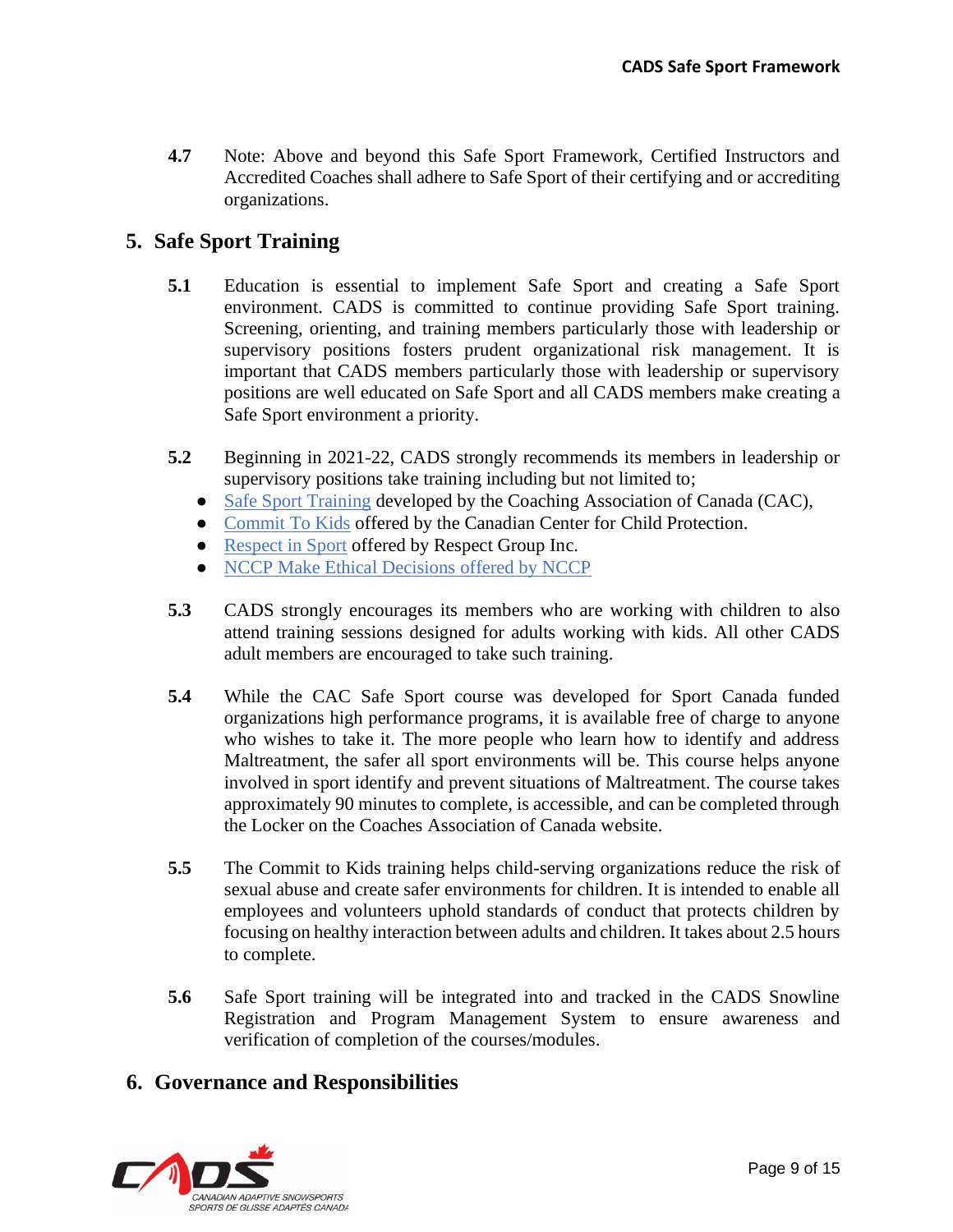**4.7** Note: Above and beyond this Safe Sport Framework, Certified Instructors and Accredited Coaches shall adhere to Safe Sport of their certifying and or accrediting organizations.

## 5. Safe Sport Training

**5.1** Education is essential to implement Safe Sport and creating a Safe Sport environment. CADS is committed to continue providing Safe Sport training. Screening, orienting, and training members particularly those with leadership or supervisory positions fosters prudent organizational risk management. It is important that CADS members particularly those with leadership or supervisory positions are well educated on Safe Sport and all CADS members make creating a Safe Sport environment a priority.

**5.2** Beginning in 2021-22, CADS strongly recommends its members in leadership or supervisory positions take training including but not limited to;

- Safe Sport Training developed by the Coaching Association of Canada (CAC),
- Commit To Kids offered by the Canadian Center for Child Protection.
- Respect in Sport offered by Respect Group Inc.
- NCCP Make Ethical Decisions offered by NCCP

**5.3** CADS strongly encourages its members who are working with children to also attend training sessions designed for adults working with kids. All other CADS adult members are encouraged to take such training.

**5.4** While the CAC Safe Sport course was developed for Sport Canada funded organizations high performance programs, it is available free of charge to anyone who wishes to take it. The more people who learn how to identify and address Maltreatment, the safer all sport environments will be. This course helps anyone involved in sport identify and prevent situations of Maltreatment. The course takes approximately 90 minutes to complete, is accessible, and can be completed through the Locker on the Coaches Association of Canada website.

**5.5** The Commit to Kids training helps child-serving organizations reduce the risk of sexual abuse and create safer environments for children. It is intended to enable all employees and volunteers uphold standards of conduct that protects children by focusing on healthy interaction between adults and children. It takes about 2.5 hours to complete.

**5.6** Safe Sport training will be integrated into and tracked in the CADS Snowline Registration and Program Management System to ensure awareness and verification of completion of the courses/modules.

## 6. Governance and Responsibilities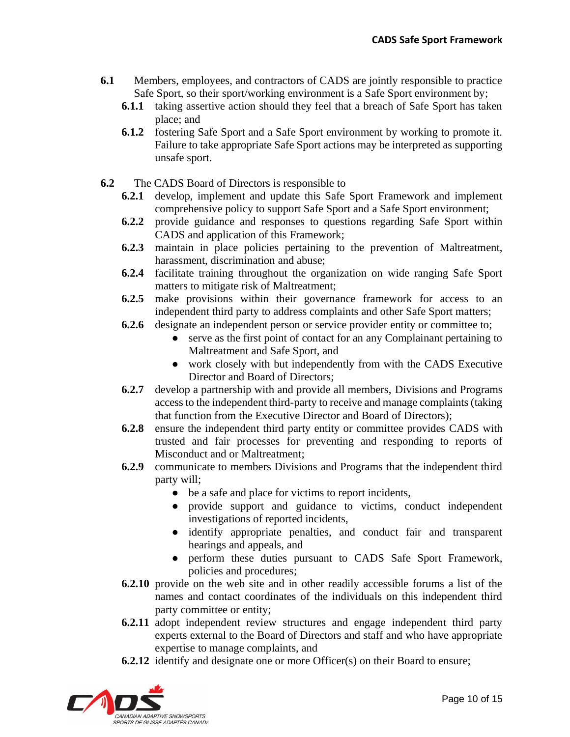**6.1** Members, employees, and contractors of CADS are jointly responsible to practice Safe Sport, so their sport/working environment is a Safe Sport environment by;

- **6.1.1** taking assertive action should they feel that a breach of Safe Sport has taken place; and
- **6.1.2** fostering Safe Sport and a Safe Sport environment by working to promote it. Failure to take appropriate Safe Sport actions may be interpreted as supporting unsafe sport.

**6.2** The CADS Board of Directors is responsible to

- **6.2.1** develop, implement and update this Safe Sport Framework and implement comprehensive policy to support Safe Sport and a Safe Sport environment;
- **6.2.2** provide guidance and responses to questions regarding Safe Sport within CADS and application of this Framework;
- **6.2.3** maintain in place policies pertaining to the prevention of Maltreatment, harassment, discrimination and abuse;
- **6.2.4** facilitate training throughout the organization on wide ranging Safe Sport matters to mitigate risk of Maltreatment;
- **6.2.5** make provisions within their governance framework for access to an independent third party to address complaints and other Safe Sport matters;
- **6.2.6** designate an independent person or service provider entity or committee to;
  - serve as the first point of contact for an any Complainant pertaining to Maltreatment and Safe Sport, and
  - work closely with but independently from with the CADS Executive Director and Board of Directors;
- **6.2.7** develop a partnership with and provide all members, Divisions and Programs access to the independent third-party to receive and manage complaints (taking that function from the Executive Director and Board of Directors);
- **6.2.8** ensure the independent third party entity or committee provides CADS with trusted and fair processes for preventing and responding to reports of Misconduct and or Maltreatment;
- **6.2.9** communicate to members Divisions and Programs that the independent third party will;
  - be a safe and place for victims to report incidents,
  - provide support and guidance to victims, conduct independent investigations of reported incidents,
  - identify appropriate penalties, and conduct fair and transparent hearings and appeals, and
  - perform these duties pursuant to CADS Safe Sport Framework, policies and procedures;
- **6.2.10** provide on the web site and in other readily accessible forums a list of the names and contact coordinates of the individuals on this independent third party committee or entity;
- **6.2.11** adopt independent review structures and engage independent third party experts external to the Board of Directors and staff and who have appropriate expertise to manage complaints, and
- **6.2.12** identify and designate one or more Officer(s) on their Board to ensure;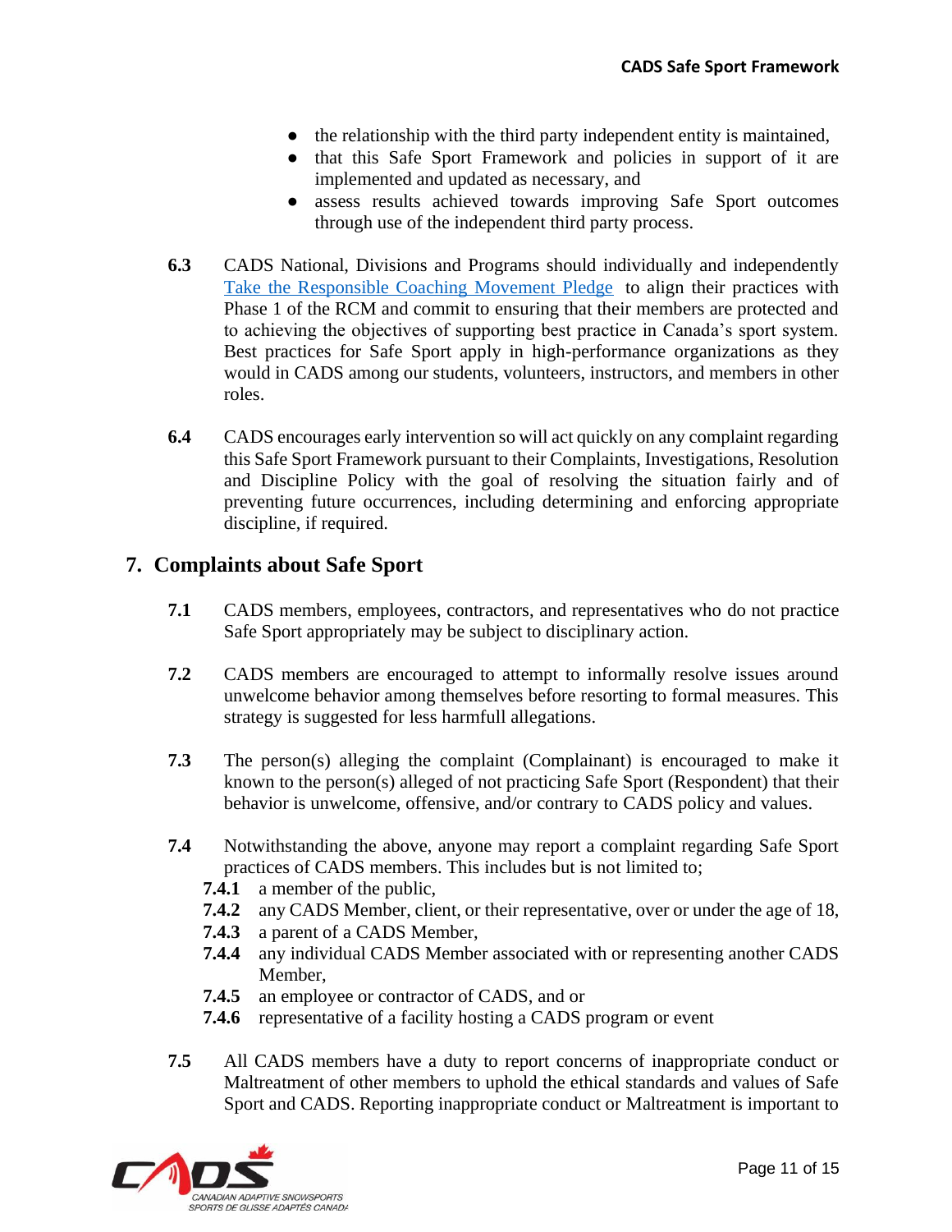- the relationship with the third party independent entity is maintained,
- that this Safe Sport Framework and policies in support of it are implemented and updated as necessary, and
- assess results achieved towards improving Safe Sport outcomes through use of the independent third party process.

**6.3** CADS National, Divisions and Programs should individually and independently [Take the Responsible Coaching Movement Pledge] to align their practices with Phase 1 of the RCM and commit to ensuring that their members are protected and to achieving the objectives of supporting best practice in Canada's sport system. Best practices for Safe Sport apply in high-performance organizations as they would in CADS among our students, volunteers, instructors, and members in other roles.

**6.4** CADS encourages early intervention so will act quickly on any complaint regarding this Safe Sport Framework pursuant to their Complaints, Investigations, Resolution and Discipline Policy with the goal of resolving the situation fairly and of preventing future occurrences, including determining and enforcing appropriate discipline, if required.

## 7. Complaints about Safe Sport

**7.1** CADS members, employees, contractors, and representatives who do not practice Safe Sport appropriately may be subject to disciplinary action.

**7.2** CADS members are encouraged to attempt to informally resolve issues around unwelcome behavior among themselves before resorting to formal measures. This strategy is suggested for less harmfull allegations.

**7.3** The person(s) alleging the complaint (Complainant) is encouraged to make it known to the person(s) alleged of not practicing Safe Sport (Respondent) that their behavior is unwelcome, offensive, and/or contrary to CADS policy and values.

**7.4** Notwithstanding the above, anyone may report a complaint regarding Safe Sport practices of CADS members. This includes but is not limited to;

**7.4.1** a member of the public,
**7.4.2** any CADS Member, client, or their representative, over or under the age of 18,
**7.4.3** a parent of a CADS Member,
**7.4.4** any individual CADS Member associated with or representing another CADS Member,
**7.4.5** an employee or contractor of CADS, and or
**7.4.6** representative of a facility hosting a CADS program or event

**7.5** All CADS members have a duty to report concerns of inappropriate conduct or Maltreatment of other members to uphold the ethical standards and values of Safe Sport and CADS. Reporting inappropriate conduct or Maltreatment is important to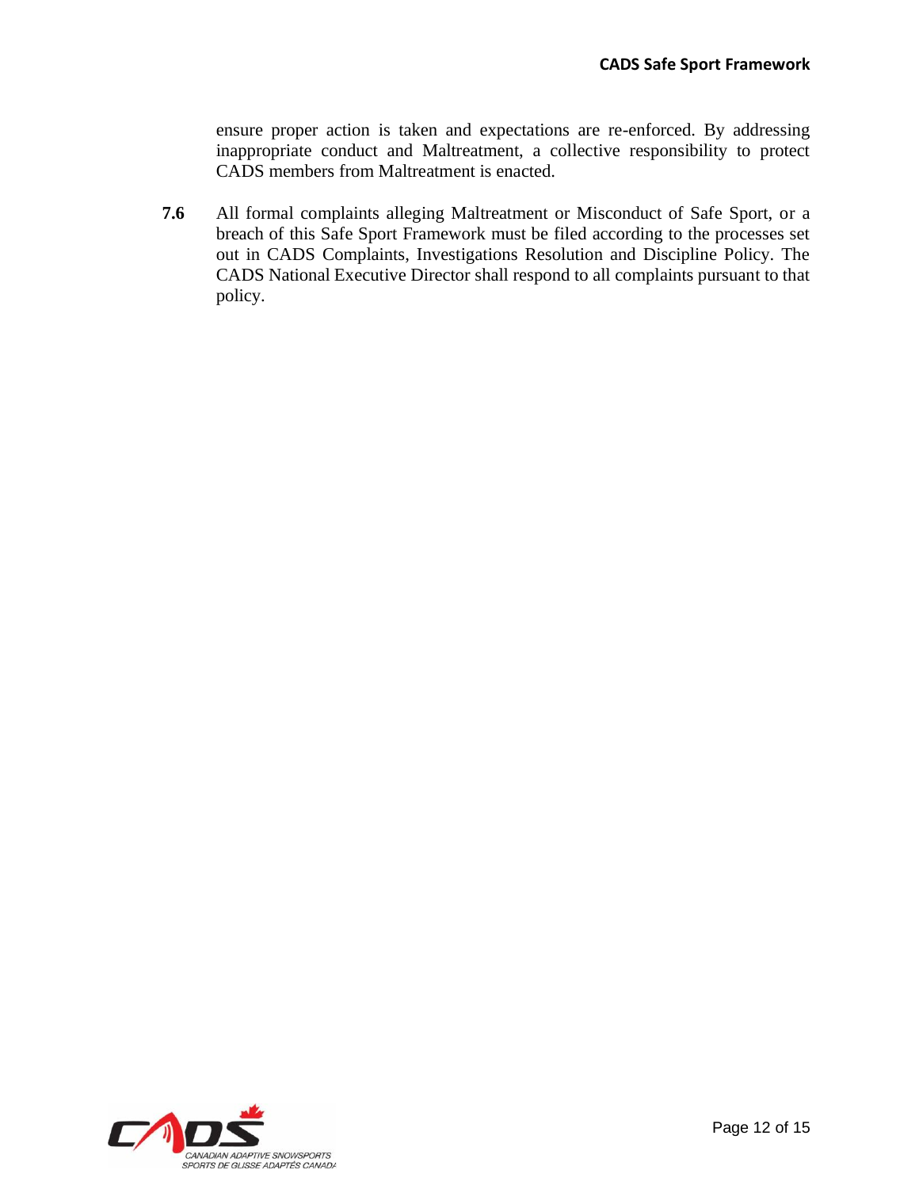ensure proper action is taken and expectations are re-enforced. By addressing inappropriate conduct and Maltreatment, a collective responsibility to protect CADS members from Maltreatment is enacted.

**7.6** All formal complaints alleging Maltreatment or Misconduct of Safe Sport, or a breach of this Safe Sport Framework must be filed according to the processes set out in CADS Complaints, Investigations Resolution and Discipline Policy. The CADS National Executive Director shall respond to all complaints pursuant to that policy.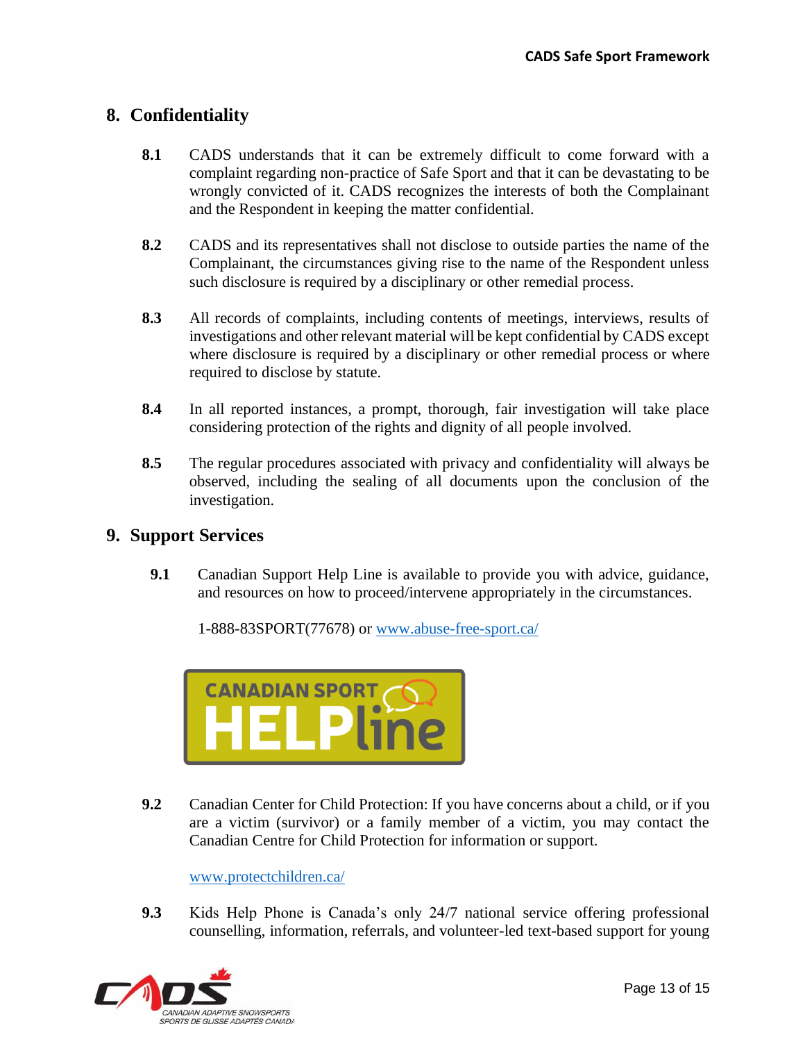## 8. Confidentiality

**8.1** CADS understands that it can be extremely difficult to come forward with a complaint regarding non-practice of Safe Sport and that it can be devastating to be wrongly convicted of it. CADS recognizes the interests of both the Complainant and the Respondent in keeping the matter confidential.

**8.2** CADS and its representatives shall not disclose to outside parties the name of the Complainant, the circumstances giving rise to the name of the Respondent unless such disclosure is required by a disciplinary or other remedial process.

**8.3** All records of complaints, including contents of meetings, interviews, results of investigations and other relevant material will be kept confidential by CADS except where disclosure is required by a disciplinary or other remedial process or where required to disclose by statute.

**8.4** In all reported instances, a prompt, thorough, fair investigation will take place considering protection of the rights and dignity of all people involved.

**8.5** The regular procedures associated with privacy and confidentiality will always be observed, including the sealing of all documents upon the conclusion of the investigation.

## 9. Support Services

**9.1** Canadian Support Help Line is available to provide you with advice, guidance, and resources on how to proceed/intervene appropriately in the circumstances.

1-888-83SPORT(77678) or [www.abuse-free-sport.ca/](http://www.abuse-free-sport.ca/)

**9.2** Canadian Center for Child Protection: If you have concerns about a child, or if you are a victim (survivor) or a family member of a victim, you may contact the Canadian Centre for Child Protection for information or support.

[www.protectchildren.ca/](http://www.protectchildren.ca/)

**9.3** Kids Help Phone is Canada's only 24/7 national service offering professional counselling, information, referrals, and volunteer-led text-based support for young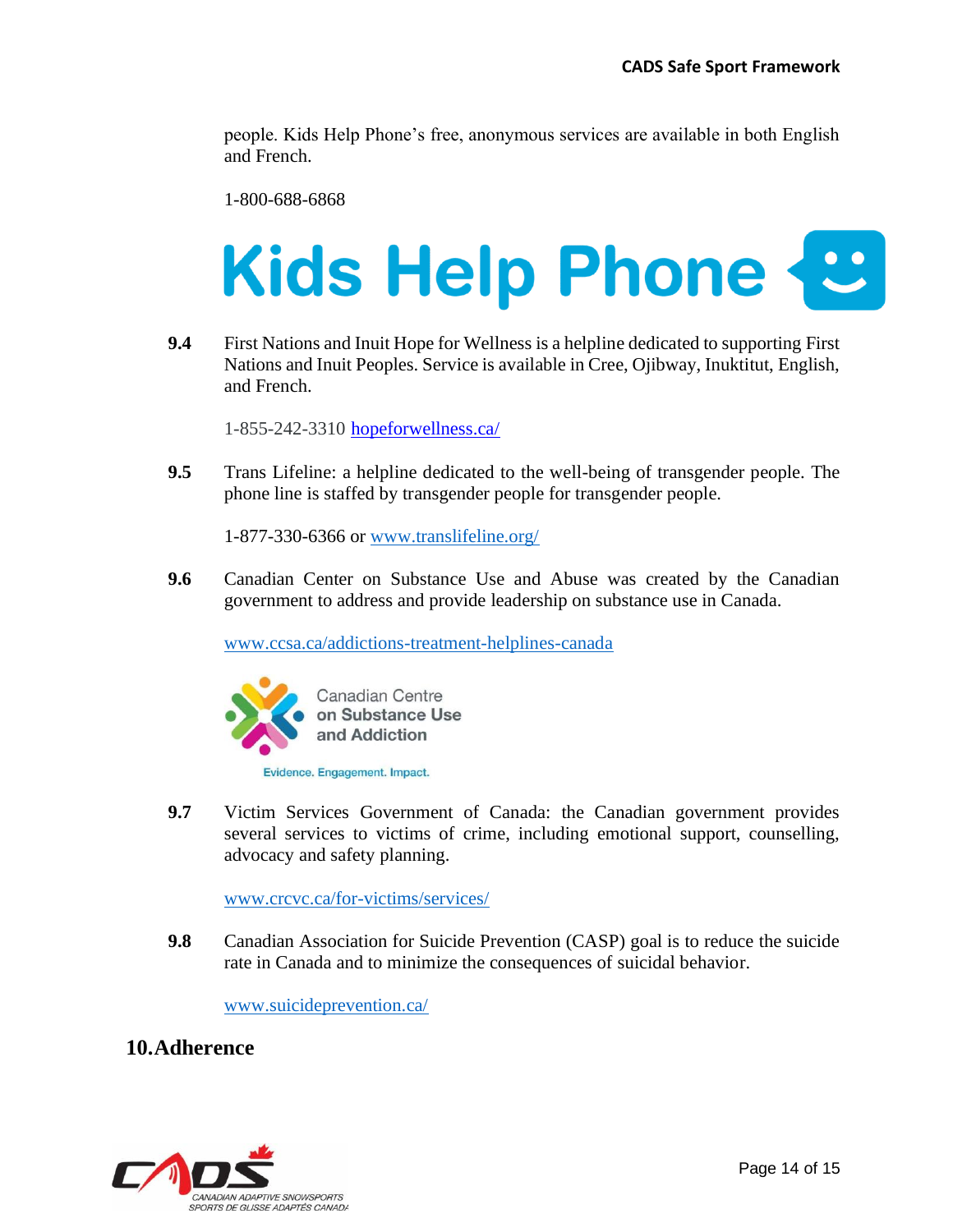people. Kids Help Phone's free, anonymous services are available in both English and French.

1-800-688-6868

**9.4** First Nations and Inuit Hope for Wellness is a helpline dedicated to supporting First Nations and Inuit Peoples. Service is available in Cree, Ojibway, Inuktitut, English, and French.

1-855-242-3310 [hopeforwellness.ca/](hopeforwellness.ca/)

**9.5** Trans Lifeline: a helpline dedicated to the well-being of transgender people. The phone line is staffed by transgender people for transgender people.

1-877-330-6366 or [www.translifeline.org/](www.translifeline.org/)

**9.6** Canadian Center on Substance Use and Abuse was created by the Canadian government to address and provide leadership on substance use in Canada.

[www.ccsa.ca/addictions-treatment-helplines-canada](www.ccsa.ca/addictions-treatment-helplines-canada)

**9.7** Victim Services Government of Canada: the Canadian government provides several services to victims of crime, including emotional support, counselling, advocacy and safety planning.

[www.crcvc.ca/for-victims/services/](www.crcvc.ca/for-victims/services/)

**9.8** Canadian Association for Suicide Prevention (CASP) goal is to reduce the suicide rate in Canada and to minimize the consequences of suicidal behavior.

[www.suicideprevention.ca/](www.suicideprevention.ca/)

## 10. Adherence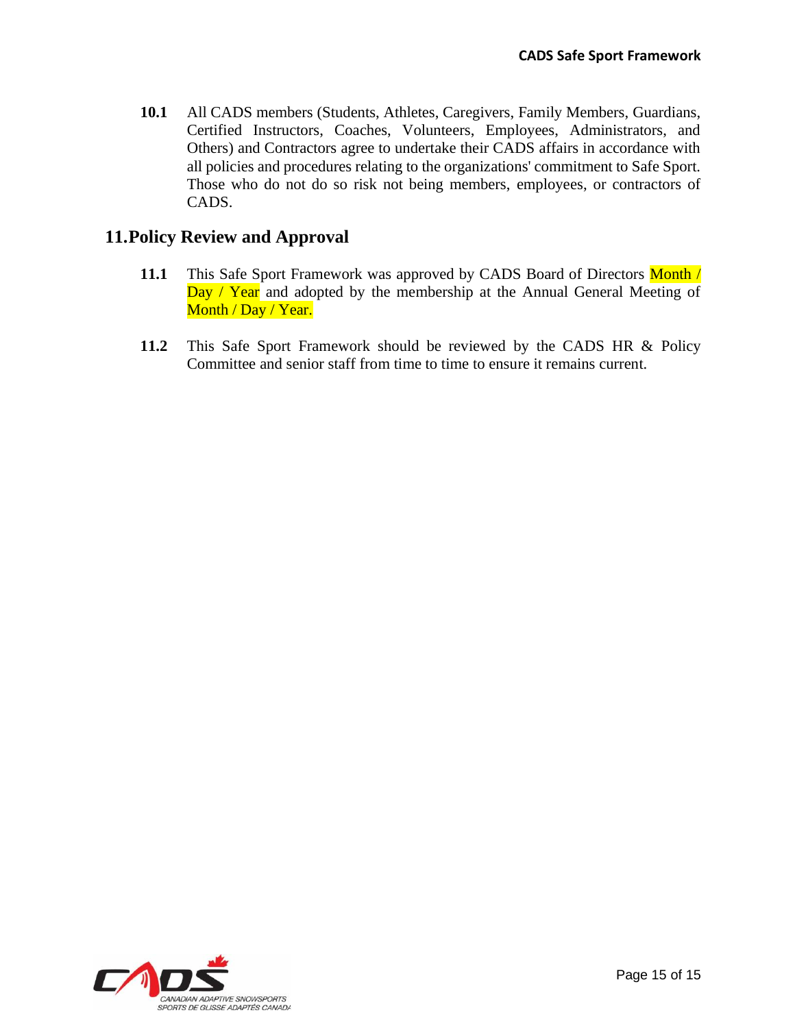**10.1** All CADS members (Students, Athletes, Caregivers, Family Members, Guardians, Certified Instructors, Coaches, Volunteers, Employees, Administrators, and Others) and Contractors agree to undertake their CADS affairs in accordance with all policies and procedures relating to the organizations' commitment to Safe Sport. Those who do not do so risk not being members, employees, or contractors of CADS.

## 11. Policy Review and Approval

**11.1** This Safe Sport Framework was approved by CADS Board of Directors Month / Day / Year and adopted by the membership at the Annual General Meeting of Month / Day / Year.

**11.2** This Safe Sport Framework should be reviewed by the CADS HR & Policy Committee and senior staff from time to time to ensure it remains current.